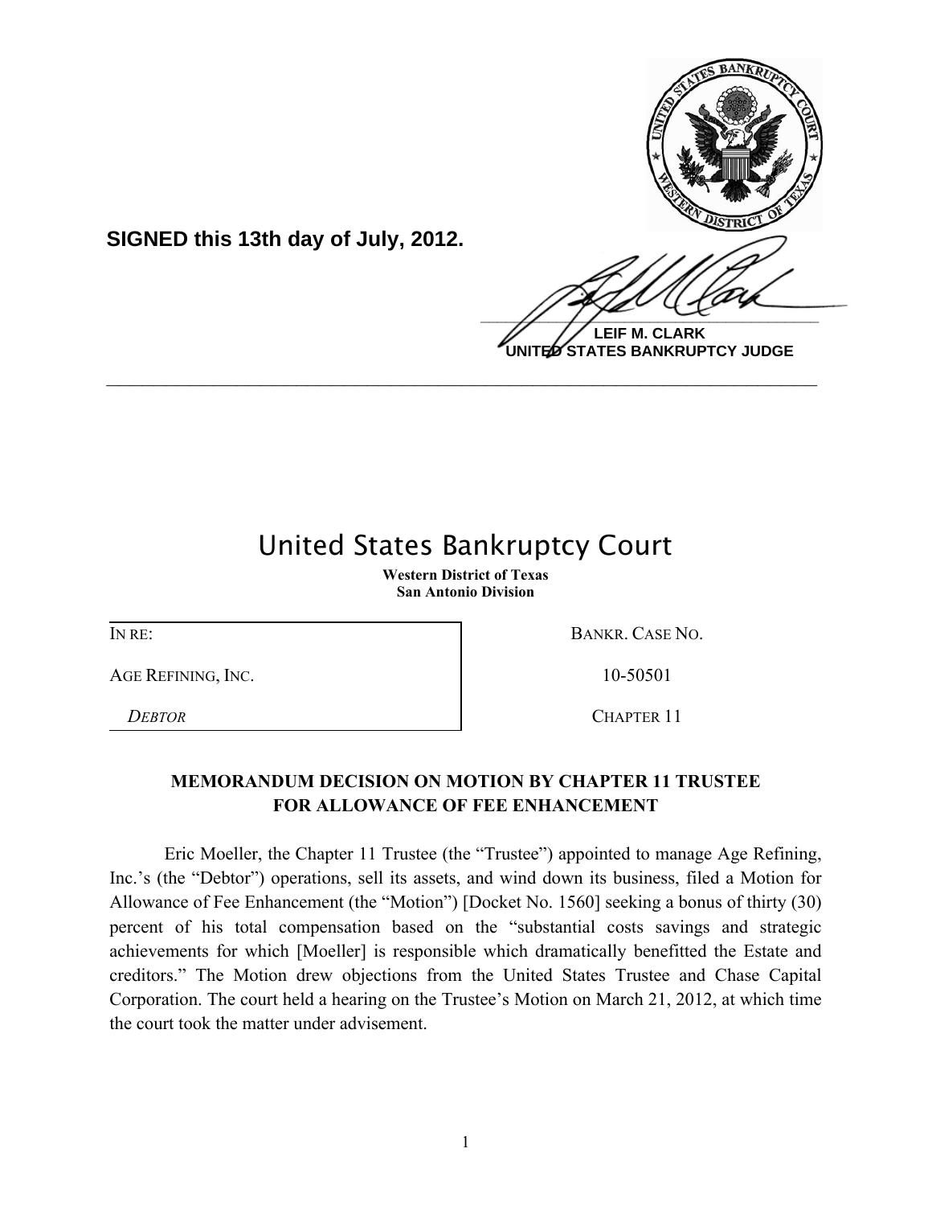**SIGNED this 13th day of July, 2012.**

**LEIF M. CLARK**
**UNITED STATES BANKRUPTCY JUDGE**

---

# United States Bankruptcy Court

**Western District of Texas**
**San Antonio Division**

| IN RE: | BANKR. CASE NO. |
|---|---|
| AGE REFINING, INC. | 10-50501 |
| *DEBTOR* | CHAPTER 11 |

## MEMORANDUM DECISION ON MOTION BY CHAPTER 11 TRUSTEE FOR ALLOWANCE OF FEE ENHANCEMENT

Eric Moeller, the Chapter 11 Trustee (the "Trustee") appointed to manage Age Refining, Inc.'s (the "Debtor") operations, sell its assets, and wind down its business, filed a Motion for Allowance of Fee Enhancement (the "Motion") [Docket No. 1560] seeking a bonus of thirty (30) percent of his total compensation based on the "substantial costs savings and strategic achievements for which [Moeller] is responsible which dramatically benefitted the Estate and creditors." The Motion drew objections from the United States Trustee and Chase Capital Corporation. The court held a hearing on the Trustee's Motion on March 21, 2012, at which time the court took the matter under advisement.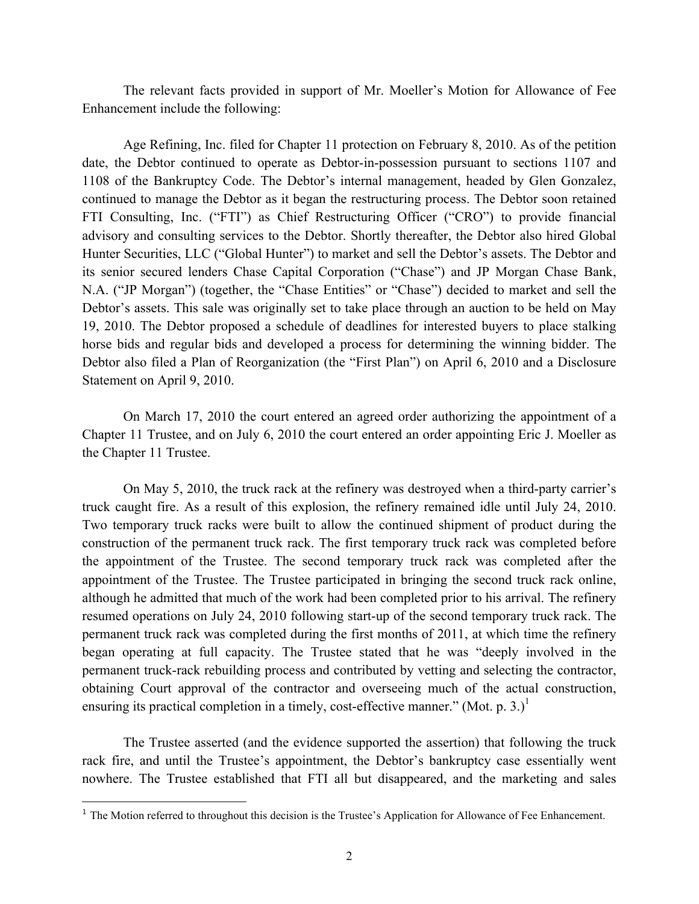The relevant facts provided in support of Mr. Moeller's Motion for Allowance of Fee Enhancement include the following:

Age Refining, Inc. filed for Chapter 11 protection on February 8, 2010. As of the petition date, the Debtor continued to operate as Debtor-in-possession pursuant to sections 1107 and 1108 of the Bankruptcy Code. The Debtor's internal management, headed by Glen Gonzalez, continued to manage the Debtor as it began the restructuring process. The Debtor soon retained FTI Consulting, Inc. ("FTI") as Chief Restructuring Officer ("CRO") to provide financial advisory and consulting services to the Debtor. Shortly thereafter, the Debtor also hired Global Hunter Securities, LLC ("Global Hunter") to market and sell the Debtor's assets. The Debtor and its senior secured lenders Chase Capital Corporation ("Chase") and JP Morgan Chase Bank, N.A. ("JP Morgan") (together, the "Chase Entities" or "Chase") decided to market and sell the Debtor's assets. This sale was originally set to take place through an auction to be held on May 19, 2010. The Debtor proposed a schedule of deadlines for interested buyers to place stalking horse bids and regular bids and developed a process for determining the winning bidder. The Debtor also filed a Plan of Reorganization (the "First Plan") on April 6, 2010 and a Disclosure Statement on April 9, 2010.

On March 17, 2010 the court entered an agreed order authorizing the appointment of a Chapter 11 Trustee, and on July 6, 2010 the court entered an order appointing Eric J. Moeller as the Chapter 11 Trustee.

On May 5, 2010, the truck rack at the refinery was destroyed when a third-party carrier's truck caught fire. As a result of this explosion, the refinery remained idle until July 24, 2010. Two temporary truck racks were built to allow the continued shipment of product during the construction of the permanent truck rack. The first temporary truck rack was completed before the appointment of the Trustee. The second temporary truck rack was completed after the appointment of the Trustee. The Trustee participated in bringing the second truck rack online, although he admitted that much of the work had been completed prior to his arrival. The refinery resumed operations on July 24, 2010 following start-up of the second temporary truck rack. The permanent truck rack was completed during the first months of 2011, at which time the refinery began operating at full capacity. The Trustee stated that he was "deeply involved in the permanent truck-rack rebuilding process and contributed by vetting and selecting the contractor, obtaining Court approval of the contractor and overseeing much of the actual construction, ensuring its practical completion in a timely, cost-effective manner." (Mot. p. 3.)[1]

The Trustee asserted (and the evidence supported the assertion) that following the truck rack fire, and until the Trustee's appointment, the Debtor's bankruptcy case essentially went nowhere. The Trustee established that FTI all but disappeared, and the marketing and sales

[1] The Motion referred to throughout this decision is the Trustee's Application for Allowance of Fee Enhancement.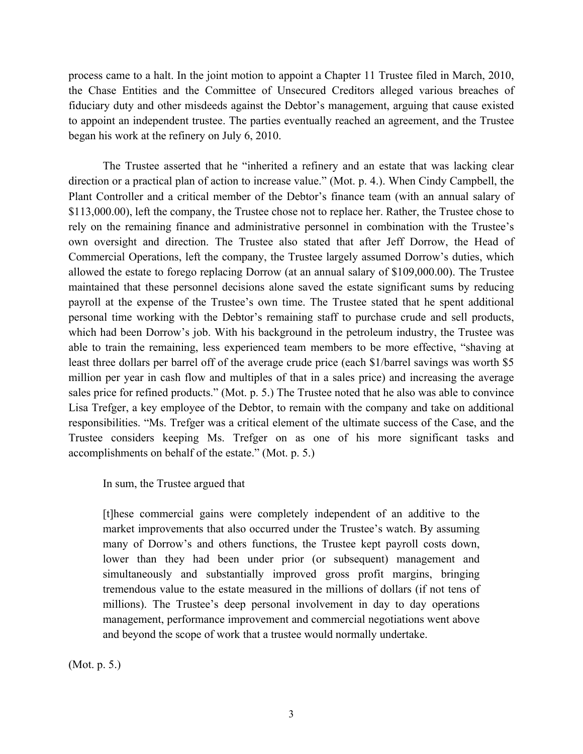process came to a halt. In the joint motion to appoint a Chapter 11 Trustee filed in March, 2010, the Chase Entities and the Committee of Unsecured Creditors alleged various breaches of fiduciary duty and other misdeeds against the Debtor's management, arguing that cause existed to appoint an independent trustee. The parties eventually reached an agreement, and the Trustee began his work at the refinery on July 6, 2010.

The Trustee asserted that he "inherited a refinery and an estate that was lacking clear direction or a practical plan of action to increase value." (Mot. p. 4.). When Cindy Campbell, the Plant Controller and a critical member of the Debtor's finance team (with an annual salary of $113,000.00), left the company, the Trustee chose not to replace her. Rather, the Trustee chose to rely on the remaining finance and administrative personnel in combination with the Trustee's own oversight and direction. The Trustee also stated that after Jeff Dorrow, the Head of Commercial Operations, left the company, the Trustee largely assumed Dorrow's duties, which allowed the estate to forego replacing Dorrow (at an annual salary of $109,000.00). The Trustee maintained that these personnel decisions alone saved the estate significant sums by reducing payroll at the expense of the Trustee's own time. The Trustee stated that he spent additional personal time working with the Debtor's remaining staff to purchase crude and sell products, which had been Dorrow's job. With his background in the petroleum industry, the Trustee was able to train the remaining, less experienced team members to be more effective, "shaving at least three dollars per barrel off of the average crude price (each $1/barrel savings was worth $5 million per year in cash flow and multiples of that in a sales price) and increasing the average sales price for refined products." (Mot. p. 5.) The Trustee noted that he also was able to convince Lisa Trefger, a key employee of the Debtor, to remain with the company and take on additional responsibilities. "Ms. Trefger was a critical element of the ultimate success of the Case, and the Trustee considers keeping Ms. Trefger on as one of his more significant tasks and accomplishments on behalf of the estate." (Mot. p. 5.)

In sum, the Trustee argued that

> [t]hese commercial gains were completely independent of an additive to the market improvements that also occurred under the Trustee's watch. By assuming many of Dorrow's and others functions, the Trustee kept payroll costs down, lower than they had been under prior (or subsequent) management and simultaneously and substantially improved gross profit margins, bringing tremendous value to the estate measured in the millions of dollars (if not tens of millions). The Trustee's deep personal involvement in day to day operations management, performance improvement and commercial negotiations went above and beyond the scope of work that a trustee would normally undertake.

(Mot. p. 5.)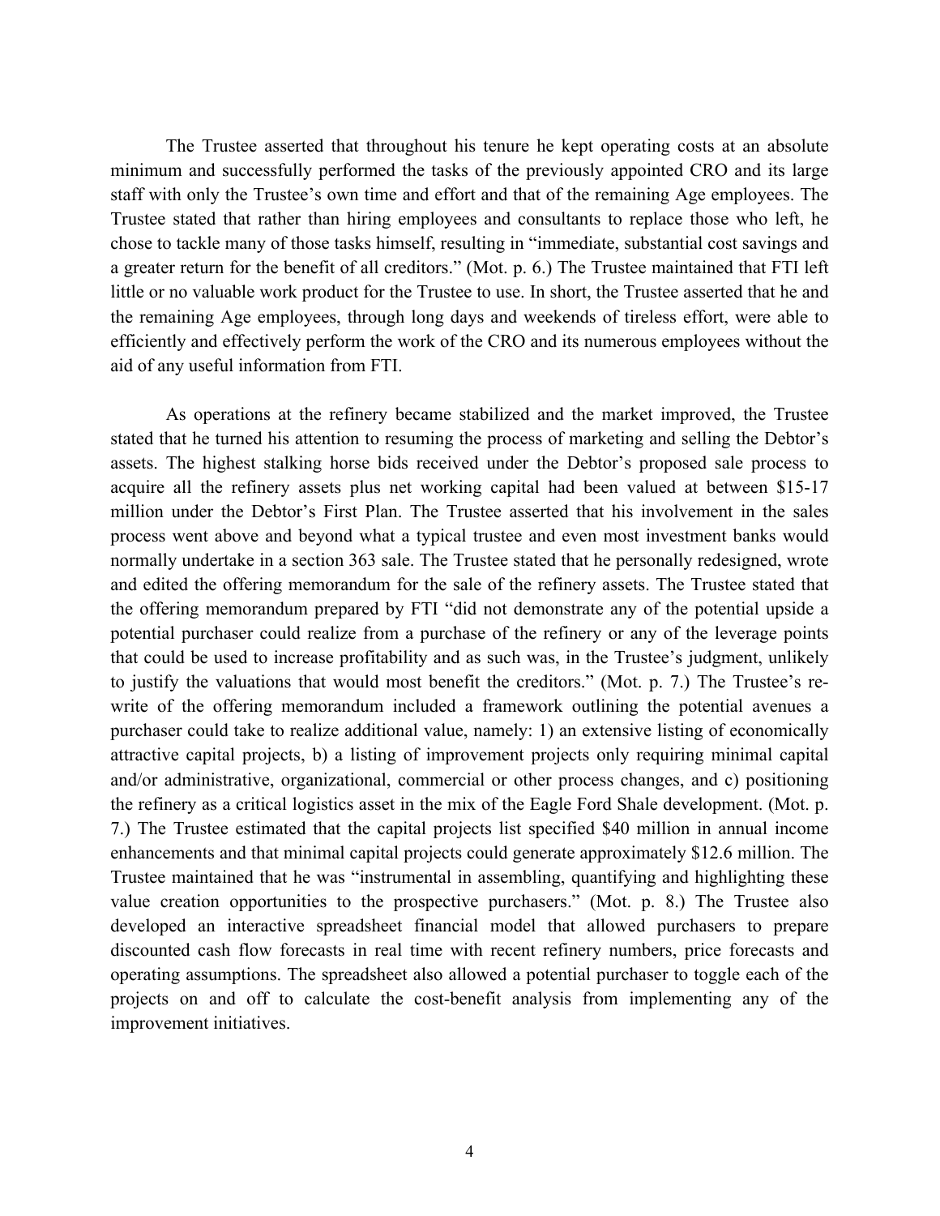The Trustee asserted that throughout his tenure he kept operating costs at an absolute minimum and successfully performed the tasks of the previously appointed CRO and its large staff with only the Trustee's own time and effort and that of the remaining Age employees. The Trustee stated that rather than hiring employees and consultants to replace those who left, he chose to tackle many of those tasks himself, resulting in "immediate, substantial cost savings and a greater return for the benefit of all creditors." (Mot. p. 6.) The Trustee maintained that FTI left little or no valuable work product for the Trustee to use. In short, the Trustee asserted that he and the remaining Age employees, through long days and weekends of tireless effort, were able to efficiently and effectively perform the work of the CRO and its numerous employees without the aid of any useful information from FTI.

As operations at the refinery became stabilized and the market improved, the Trustee stated that he turned his attention to resuming the process of marketing and selling the Debtor's assets. The highest stalking horse bids received under the Debtor's proposed sale process to acquire all the refinery assets plus net working capital had been valued at between $15-17 million under the Debtor's First Plan. The Trustee asserted that his involvement in the sales process went above and beyond what a typical trustee and even most investment banks would normally undertake in a section 363 sale. The Trustee stated that he personally redesigned, wrote and edited the offering memorandum for the sale of the refinery assets. The Trustee stated that the offering memorandum prepared by FTI "did not demonstrate any of the potential upside a potential purchaser could realize from a purchase of the refinery or any of the leverage points that could be used to increase profitability and as such was, in the Trustee's judgment, unlikely to justify the valuations that would most benefit the creditors." (Mot. p. 7.) The Trustee's re-write of the offering memorandum included a framework outlining the potential avenues a purchaser could take to realize additional value, namely: 1) an extensive listing of economically attractive capital projects, b) a listing of improvement projects only requiring minimal capital and/or administrative, organizational, commercial or other process changes, and c) positioning the refinery as a critical logistics asset in the mix of the Eagle Ford Shale development. (Mot. p. 7.) The Trustee estimated that the capital projects list specified $40 million in annual income enhancements and that minimal capital projects could generate approximately $12.6 million. The Trustee maintained that he was "instrumental in assembling, quantifying and highlighting these value creation opportunities to the prospective purchasers." (Mot. p. 8.) The Trustee also developed an interactive spreadsheet financial model that allowed purchasers to prepare discounted cash flow forecasts in real time with recent refinery numbers, price forecasts and operating assumptions. The spreadsheet also allowed a potential purchaser to toggle each of the projects on and off to calculate the cost-benefit analysis from implementing any of the improvement initiatives.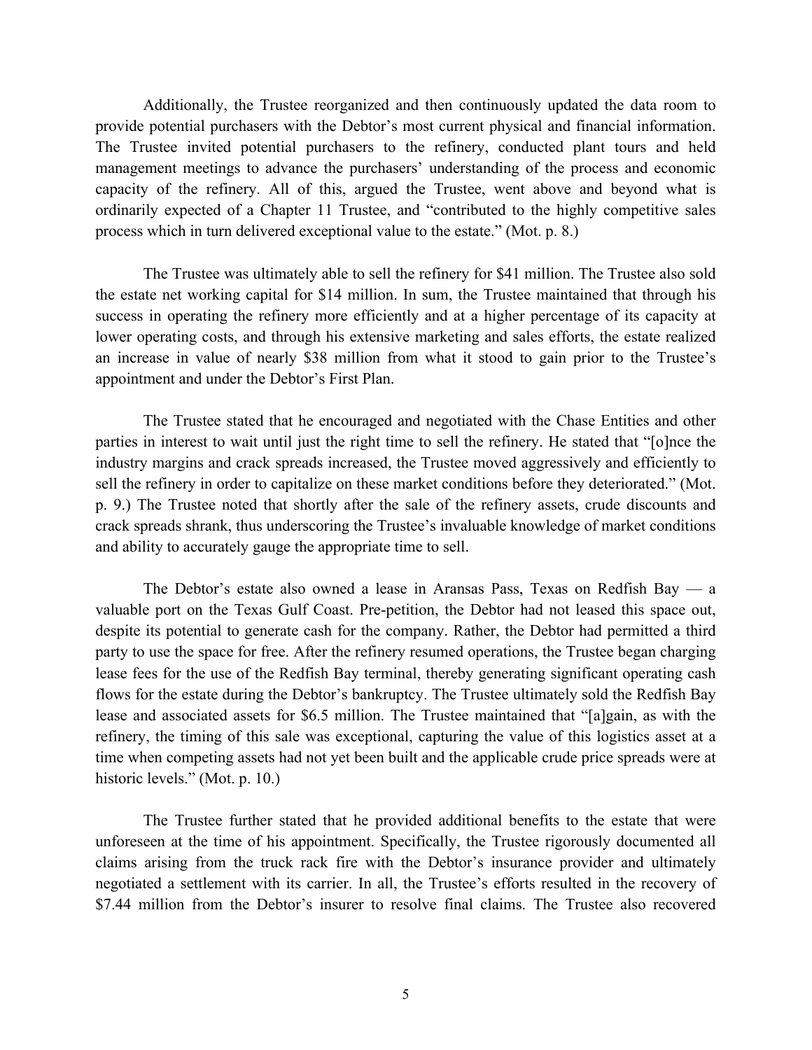Additionally, the Trustee reorganized and then continuously updated the data room to provide potential purchasers with the Debtor's most current physical and financial information. The Trustee invited potential purchasers to the refinery, conducted plant tours and held management meetings to advance the purchasers' understanding of the process and economic capacity of the refinery. All of this, argued the Trustee, went above and beyond what is ordinarily expected of a Chapter 11 Trustee, and "contributed to the highly competitive sales process which in turn delivered exceptional value to the estate." (Mot. p. 8.)

The Trustee was ultimately able to sell the refinery for $41 million. The Trustee also sold the estate net working capital for $14 million. In sum, the Trustee maintained that through his success in operating the refinery more efficiently and at a higher percentage of its capacity at lower operating costs, and through his extensive marketing and sales efforts, the estate realized an increase in value of nearly $38 million from what it stood to gain prior to the Trustee's appointment and under the Debtor's First Plan.

The Trustee stated that he encouraged and negotiated with the Chase Entities and other parties in interest to wait until just the right time to sell the refinery. He stated that "[o]nce the industry margins and crack spreads increased, the Trustee moved aggressively and efficiently to sell the refinery in order to capitalize on these market conditions before they deteriorated." (Mot. p. 9.) The Trustee noted that shortly after the sale of the refinery assets, crude discounts and crack spreads shrank, thus underscoring the Trustee's invaluable knowledge of market conditions and ability to accurately gauge the appropriate time to sell.

The Debtor's estate also owned a lease in Aransas Pass, Texas on Redfish Bay — a valuable port on the Texas Gulf Coast. Pre-petition, the Debtor had not leased this space out, despite its potential to generate cash for the company. Rather, the Debtor had permitted a third party to use the space for free. After the refinery resumed operations, the Trustee began charging lease fees for the use of the Redfish Bay terminal, thereby generating significant operating cash flows for the estate during the Debtor's bankruptcy. The Trustee ultimately sold the Redfish Bay lease and associated assets for $6.5 million. The Trustee maintained that "[a]gain, as with the refinery, the timing of this sale was exceptional, capturing the value of this logistics asset at a time when competing assets had not yet been built and the applicable crude price spreads were at historic levels." (Mot. p. 10.)

The Trustee further stated that he provided additional benefits to the estate that were unforeseen at the time of his appointment. Specifically, the Trustee rigorously documented all claims arising from the truck rack fire with the Debtor's insurance provider and ultimately negotiated a settlement with its carrier. In all, the Trustee's efforts resulted in the recovery of $7.44 million from the Debtor's insurer to resolve final claims. The Trustee also recovered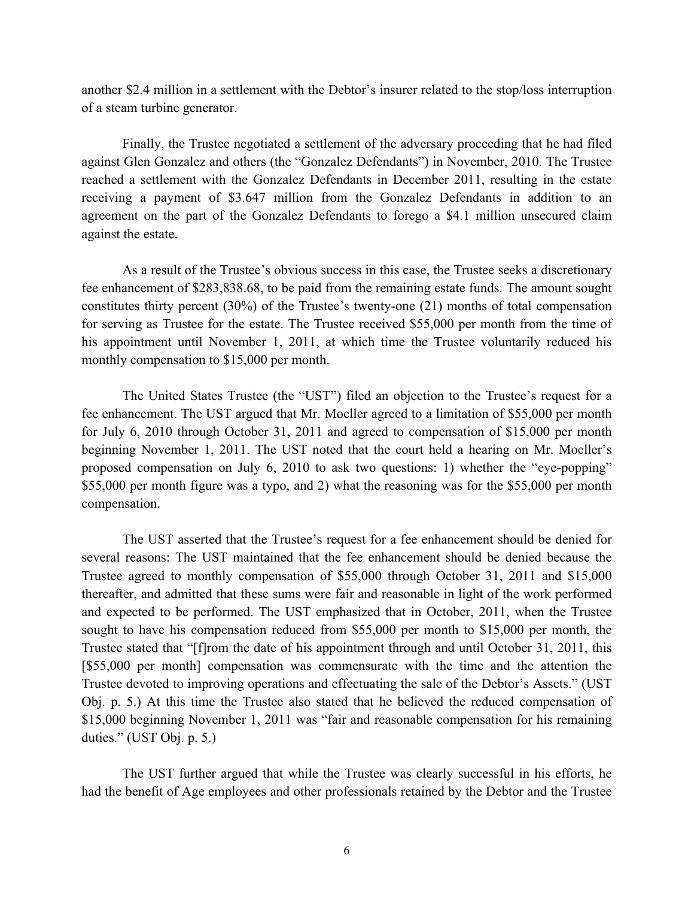another $2.4 million in a settlement with the Debtor's insurer related to the stop/loss interruption of a steam turbine generator.

Finally, the Trustee negotiated a settlement of the adversary proceeding that he had filed against Glen Gonzalez and others (the "Gonzalez Defendants") in November, 2010. The Trustee reached a settlement with the Gonzalez Defendants in December 2011, resulting in the estate receiving a payment of $3.647 million from the Gonzalez Defendants in addition to an agreement on the part of the Gonzalez Defendants to forego a $4.1 million unsecured claim against the estate.

As a result of the Trustee's obvious success in this case, the Trustee seeks a discretionary fee enhancement of $283,838.68, to be paid from the remaining estate funds. The amount sought constitutes thirty percent (30%) of the Trustee's twenty-one (21) months of total compensation for serving as Trustee for the estate. The Trustee received $55,000 per month from the time of his appointment until November 1, 2011, at which time the Trustee voluntarily reduced his monthly compensation to $15,000 per month.

The United States Trustee (the "UST") filed an objection to the Trustee's request for a fee enhancement. The UST argued that Mr. Moeller agreed to a limitation of $55,000 per month for July 6, 2010 through October 31, 2011 and agreed to compensation of $15,000 per month beginning November 1, 2011. The UST noted that the court held a hearing on Mr. Moeller's proposed compensation on July 6, 2010 to ask two questions: 1) whether the "eye-popping" $55,000 per month figure was a typo, and 2) what the reasoning was for the $55,000 per month compensation.

The UST asserted that the Trustee's request for a fee enhancement should be denied for several reasons: The UST maintained that the fee enhancement should be denied because the Trustee agreed to monthly compensation of $55,000 through October 31, 2011 and $15,000 thereafter, and admitted that these sums were fair and reasonable in light of the work performed and expected to be performed. The UST emphasized that in October, 2011, when the Trustee sought to have his compensation reduced from $55,000 per month to $15,000 per month, the Trustee stated that "[f]rom the date of his appointment through and until October 31, 2011, this [$55,000 per month] compensation was commensurate with the time and the attention the Trustee devoted to improving operations and effectuating the sale of the Debtor's Assets." (UST Obj. p. 5.) At this time the Trustee also stated that he believed the reduced compensation of $15,000 beginning November 1, 2011 was "fair and reasonable compensation for his remaining duties." (UST Obj. p. 5.)

The UST further argued that while the Trustee was clearly successful in his efforts, he had the benefit of Age employees and other professionals retained by the Debtor and the Trustee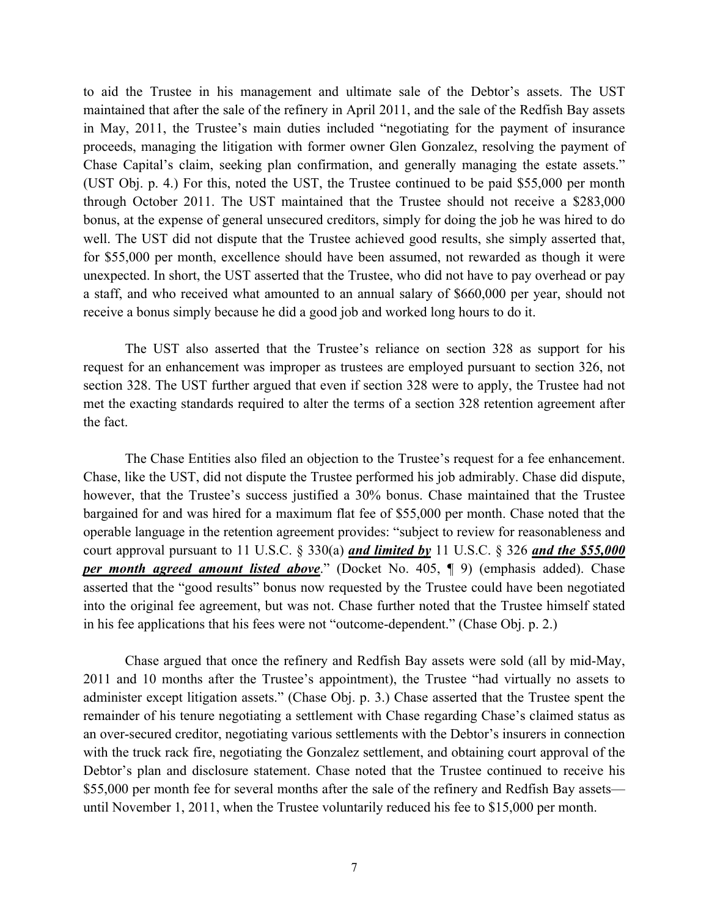to aid the Trustee in his management and ultimate sale of the Debtor's assets. The UST maintained that after the sale of the refinery in April 2011, and the sale of the Redfish Bay assets in May, 2011, the Trustee's main duties included "negotiating for the payment of insurance proceeds, managing the litigation with former owner Glen Gonzalez, resolving the payment of Chase Capital's claim, seeking plan confirmation, and generally managing the estate assets." (UST Obj. p. 4.) For this, noted the UST, the Trustee continued to be paid $55,000 per month through October 2011. The UST maintained that the Trustee should not receive a $283,000 bonus, at the expense of general unsecured creditors, simply for doing the job he was hired to do well. The UST did not dispute that the Trustee achieved good results, she simply asserted that, for $55,000 per month, excellence should have been assumed, not rewarded as though it were unexpected. In short, the UST asserted that the Trustee, who did not have to pay overhead or pay a staff, and who received what amounted to an annual salary of $660,000 per year, should not receive a bonus simply because he did a good job and worked long hours to do it.

The UST also asserted that the Trustee's reliance on section 328 as support for his request for an enhancement was improper as trustees are employed pursuant to section 326, not section 328. The UST further argued that even if section 328 were to apply, the Trustee had not met the exacting standards required to alter the terms of a section 328 retention agreement after the fact.

The Chase Entities also filed an objection to the Trustee's request for a fee enhancement. Chase, like the UST, did not dispute the Trustee performed his job admirably. Chase did dispute, however, that the Trustee's success justified a 30% bonus. Chase maintained that the Trustee bargained for and was hired for a maximum flat fee of $55,000 per month. Chase noted that the operable language in the retention agreement provides: "subject to review for reasonableness and court approval pursuant to 11 U.S.C. § 330(a) ***and limited by*** 11 U.S.C. § 326 ***and the $55,000 per month agreed amount listed above***." (Docket No. 405, ¶ 9) (emphasis added). Chase asserted that the "good results" bonus now requested by the Trustee could have been negotiated into the original fee agreement, but was not. Chase further noted that the Trustee himself stated in his fee applications that his fees were not "outcome-dependent." (Chase Obj. p. 2.)

Chase argued that once the refinery and Redfish Bay assets were sold (all by mid-May, 2011 and 10 months after the Trustee's appointment), the Trustee "had virtually no assets to administer except litigation assets." (Chase Obj. p. 3.) Chase asserted that the Trustee spent the remainder of his tenure negotiating a settlement with Chase regarding Chase's claimed status as an over-secured creditor, negotiating various settlements with the Debtor's insurers in connection with the truck rack fire, negotiating the Gonzalez settlement, and obtaining court approval of the Debtor's plan and disclosure statement. Chase noted that the Trustee continued to receive his $55,000 per month fee for several months after the sale of the refinery and Redfish Bay assets—until November 1, 2011, when the Trustee voluntarily reduced his fee to $15,000 per month.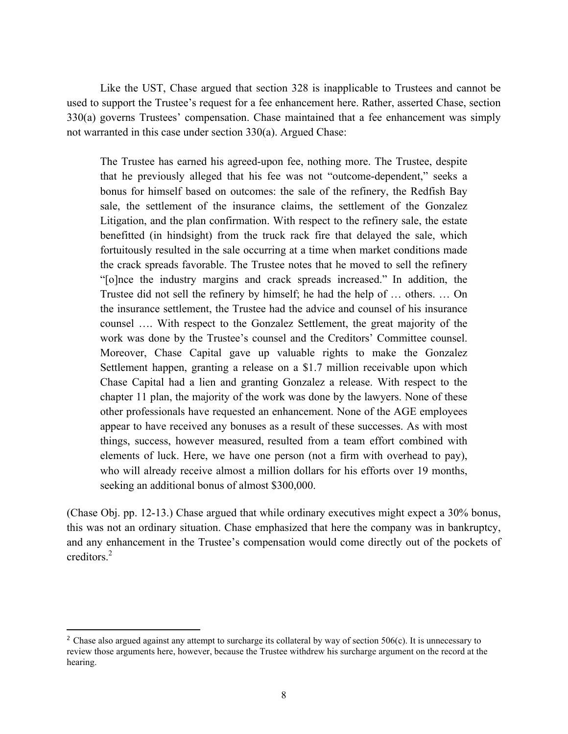Like the UST, Chase argued that section 328 is inapplicable to Trustees and cannot be used to support the Trustee's request for a fee enhancement here. Rather, asserted Chase, section 330(a) governs Trustees' compensation. Chase maintained that a fee enhancement was simply not warranted in this case under section 330(a). Argued Chase:

> The Trustee has earned his agreed-upon fee, nothing more. The Trustee, despite that he previously alleged that his fee was not "outcome-dependent," seeks a bonus for himself based on outcomes: the sale of the refinery, the Redfish Bay sale, the settlement of the insurance claims, the settlement of the Gonzalez Litigation, and the plan confirmation. With respect to the refinery sale, the estate benefitted (in hindsight) from the truck rack fire that delayed the sale, which fortuitously resulted in the sale occurring at a time when market conditions made the crack spreads favorable. The Trustee notes that he moved to sell the refinery "[o]nce the industry margins and crack spreads increased." In addition, the Trustee did not sell the refinery by himself; he had the help of … others. … On the insurance settlement, the Trustee had the advice and counsel of his insurance counsel …. With respect to the Gonzalez Settlement, the great majority of the work was done by the Trustee's counsel and the Creditors' Committee counsel. Moreover, Chase Capital gave up valuable rights to make the Gonzalez Settlement happen, granting a release on a $1.7 million receivable upon which Chase Capital had a lien and granting Gonzalez a release. With respect to the chapter 11 plan, the majority of the work was done by the lawyers. None of these other professionals have requested an enhancement. None of the AGE employees appear to have received any bonuses as a result of these successes. As with most things, success, however measured, resulted from a team effort combined with elements of luck. Here, we have one person (not a firm with overhead to pay), who will already receive almost a million dollars for his efforts over 19 months, seeking an additional bonus of almost $300,000.

(Chase Obj. pp. 12-13.) Chase argued that while ordinary executives might expect a 30% bonus, this was not an ordinary situation. Chase emphasized that here the company was in bankruptcy, and any enhancement in the Trustee's compensation would come directly out of the pockets of creditors.[2]

---

[2] Chase also argued against any attempt to surcharge its collateral by way of section 506(c). It is unnecessary to review those arguments here, however, because the Trustee withdrew his surcharge argument on the record at the hearing.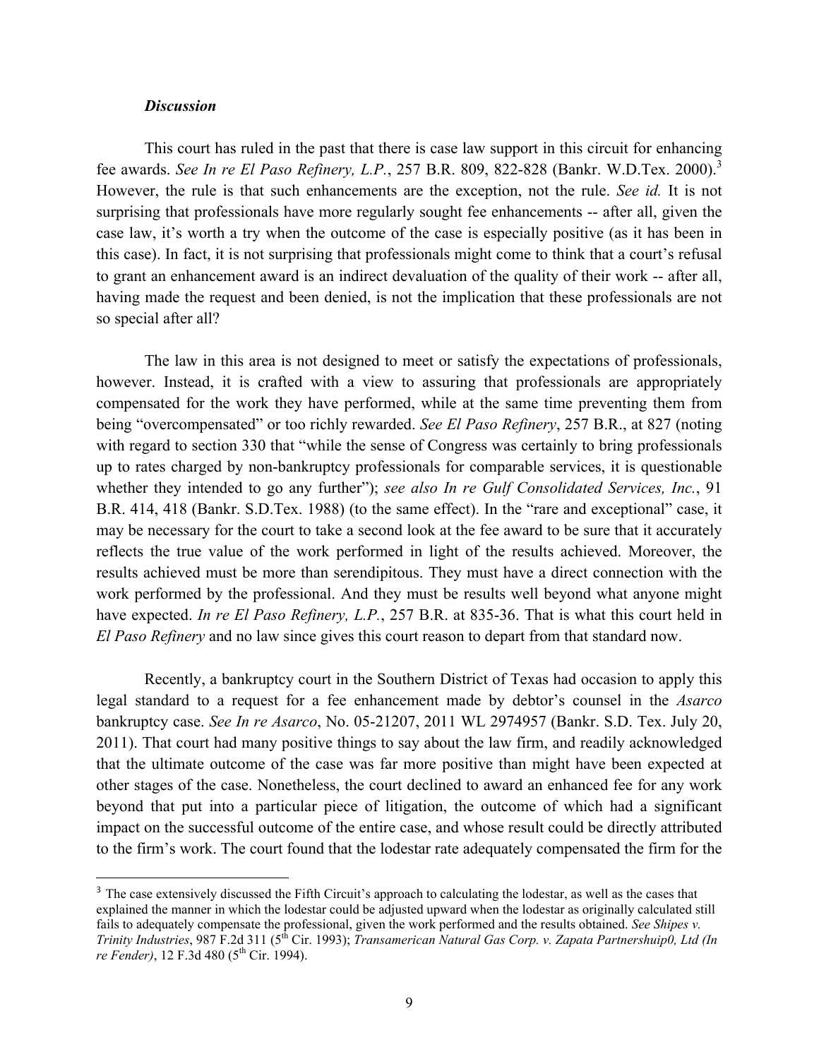***Discussion***

This court has ruled in the past that there is case law support in this circuit for enhancing fee awards. *See In re El Paso Refinery, L.P.*, 257 B.R. 809, 822-828 (Bankr. W.D.Tex. 2000).[3] However, the rule is that such enhancements are the exception, not the rule. *See id.* It is not surprising that professionals have more regularly sought fee enhancements -- after all, given the case law, it's worth a try when the outcome of the case is especially positive (as it has been in this case). In fact, it is not surprising that professionals might come to think that a court's refusal to grant an enhancement award is an indirect devaluation of the quality of their work -- after all, having made the request and been denied, is not the implication that these professionals are not so special after all?

The law in this area is not designed to meet or satisfy the expectations of professionals, however. Instead, it is crafted with a view to assuring that professionals are appropriately compensated for the work they have performed, while at the same time preventing them from being "overcompensated" or too richly rewarded. *See El Paso Refinery*, 257 B.R., at 827 (noting with regard to section 330 that "while the sense of Congress was certainly to bring professionals up to rates charged by non-bankruptcy professionals for comparable services, it is questionable whether they intended to go any further"); *see also In re Gulf Consolidated Services, Inc.*, 91 B.R. 414, 418 (Bankr. S.D.Tex. 1988) (to the same effect). In the "rare and exceptional" case, it may be necessary for the court to take a second look at the fee award to be sure that it accurately reflects the true value of the work performed in light of the results achieved. Moreover, the results achieved must be more than serendipitous. They must have a direct connection with the work performed by the professional. And they must be results well beyond what anyone might have expected. *In re El Paso Refinery, L.P.*, 257 B.R. at 835-36. That is what this court held in *El Paso Refinery* and no law since gives this court reason to depart from that standard now.

Recently, a bankruptcy court in the Southern District of Texas had occasion to apply this legal standard to a request for a fee enhancement made by debtor's counsel in the *Asarco* bankruptcy case. *See In re Asarco*, No. 05-21207, 2011 WL 2974957 (Bankr. S.D. Tex. July 20, 2011). That court had many positive things to say about the law firm, and readily acknowledged that the ultimate outcome of the case was far more positive than might have been expected at other stages of the case. Nonetheless, the court declined to award an enhanced fee for any work beyond that put into a particular piece of litigation, the outcome of which had a significant impact on the successful outcome of the entire case, and whose result could be directly attributed to the firm's work. The court found that the lodestar rate adequately compensated the firm for the

---

[3] The case extensively discussed the Fifth Circuit's approach to calculating the lodestar, as well as the cases that explained the manner in which the lodestar could be adjusted upward when the lodestar as originally calculated still fails to adequately compensate the professional, given the work performed and the results obtained. *See Shipes v. Trinity Industries*, 987 F.2d 311 (5th Cir. 1993); *Transamerican Natural Gas Corp. v. Zapata Partnershuip0, Ltd (In re Fender)*, 12 F.3d 480 (5th Cir. 1994).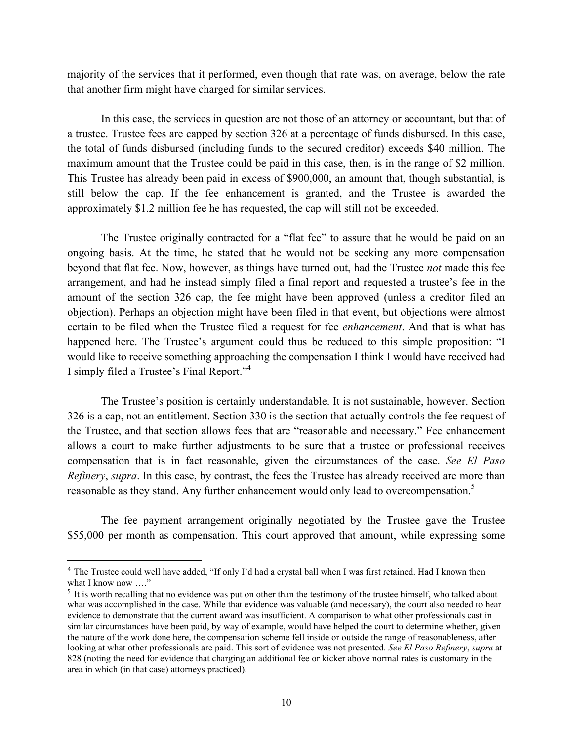majority of the services that it performed, even though that rate was, on average, below the rate that another firm might have charged for similar services.

In this case, the services in question are not those of an attorney or accountant, but that of a trustee. Trustee fees are capped by section 326 at a percentage of funds disbursed. In this case, the total of funds disbursed (including funds to the secured creditor) exceeds $40 million. The maximum amount that the Trustee could be paid in this case, then, is in the range of $2 million. This Trustee has already been paid in excess of $900,000, an amount that, though substantial, is still below the cap. If the fee enhancement is granted, and the Trustee is awarded the approximately $1.2 million fee he has requested, the cap will still not be exceeded.

The Trustee originally contracted for a "flat fee" to assure that he would be paid on an ongoing basis. At the time, he stated that he would not be seeking any more compensation beyond that flat fee. Now, however, as things have turned out, had the Trustee *not* made this fee arrangement, and had he instead simply filed a final report and requested a trustee's fee in the amount of the section 326 cap, the fee might have been approved (unless a creditor filed an objection). Perhaps an objection might have been filed in that event, but objections were almost certain to be filed when the Trustee filed a request for fee *enhancement*. And that is what has happened here. The Trustee's argument could thus be reduced to this simple proposition: "I would like to receive something approaching the compensation I think I would have received had I simply filed a Trustee's Final Report."[4]

The Trustee's position is certainly understandable. It is not sustainable, however. Section 326 is a cap, not an entitlement. Section 330 is the section that actually controls the fee request of the Trustee, and that section allows fees that are "reasonable and necessary." Fee enhancement allows a court to make further adjustments to be sure that a trustee or professional receives compensation that is in fact reasonable, given the circumstances of the case. *See El Paso Refinery*, *supra*. In this case, by contrast, the fees the Trustee has already received are more than reasonable as they stand. Any further enhancement would only lead to overcompensation.[5]

The fee payment arrangement originally negotiated by the Trustee gave the Trustee $55,000 per month as compensation. This court approved that amount, while expressing some

---

[4] The Trustee could well have added, "If only I'd had a crystal ball when I was first retained. Had I known then what I know now …."

[5] It is worth recalling that no evidence was put on other than the testimony of the trustee himself, who talked about what was accomplished in the case. While that evidence was valuable (and necessary), the court also needed to hear evidence to demonstrate that the current award was insufficient. A comparison to what other professionals cast in similar circumstances have been paid, by way of example, would have helped the court to determine whether, given the nature of the work done here, the compensation scheme fell inside or outside the range of reasonableness, after looking at what other professionals are paid. This sort of evidence was not presented. *See El Paso Refinery*, *supra* at 828 (noting the need for evidence that charging an additional fee or kicker above normal rates is customary in the area in which (in that case) attorneys practiced).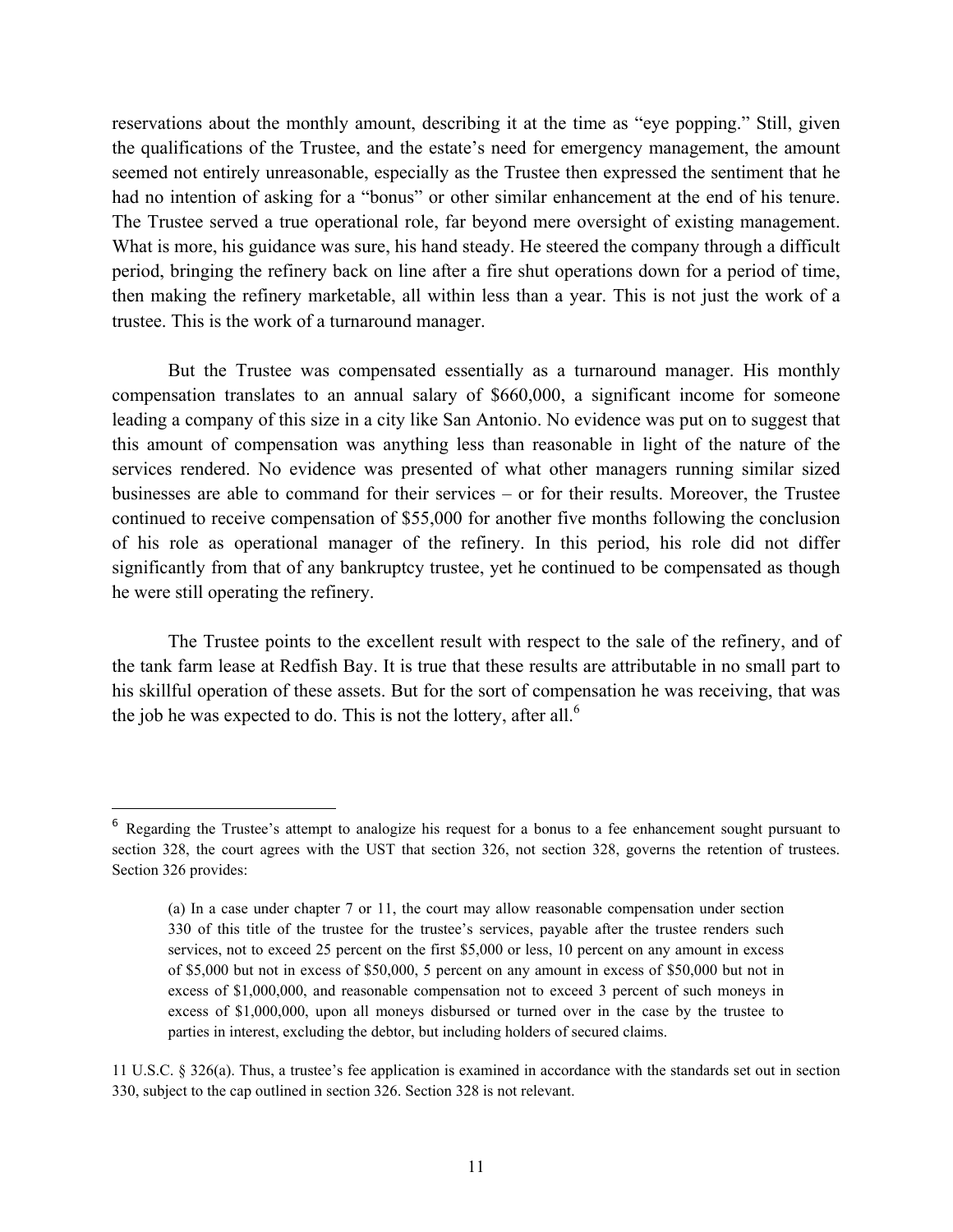reservations about the monthly amount, describing it at the time as "eye popping." Still, given the qualifications of the Trustee, and the estate's need for emergency management, the amount seemed not entirely unreasonable, especially as the Trustee then expressed the sentiment that he had no intention of asking for a "bonus" or other similar enhancement at the end of his tenure. The Trustee served a true operational role, far beyond mere oversight of existing management. What is more, his guidance was sure, his hand steady. He steered the company through a difficult period, bringing the refinery back on line after a fire shut operations down for a period of time, then making the refinery marketable, all within less than a year. This is not just the work of a trustee. This is the work of a turnaround manager.

But the Trustee was compensated essentially as a turnaround manager. His monthly compensation translates to an annual salary of $660,000, a significant income for someone leading a company of this size in a city like San Antonio. No evidence was put on to suggest that this amount of compensation was anything less than reasonable in light of the nature of the services rendered. No evidence was presented of what other managers running similar sized businesses are able to command for their services – or for their results. Moreover, the Trustee continued to receive compensation of $55,000 for another five months following the conclusion of his role as operational manager of the refinery. In this period, his role did not differ significantly from that of any bankruptcy trustee, yet he continued to be compensated as though he were still operating the refinery.

The Trustee points to the excellent result with respect to the sale of the refinery, and of the tank farm lease at Redfish Bay. It is true that these results are attributable in no small part to his skillful operation of these assets. But for the sort of compensation he was receiving, that was the job he was expected to do. This is not the lottery, after all.[6]

---

[6] Regarding the Trustee's attempt to analogize his request for a bonus to a fee enhancement sought pursuant to section 328, the court agrees with the UST that section 326, not section 328, governs the retention of trustees. Section 326 provides:

> (a) In a case under chapter 7 or 11, the court may allow reasonable compensation under section 330 of this title of the trustee for the trustee's services, payable after the trustee renders such services, not to exceed 25 percent on the first $5,000 or less, 10 percent on any amount in excess of $5,000 but not in excess of $50,000, 5 percent on any amount in excess of $50,000 but not in excess of $1,000,000, and reasonable compensation not to exceed 3 percent of such moneys in excess of $1,000,000, upon all moneys disbursed or turned over in the case by the trustee to parties in interest, excluding the debtor, but including holders of secured claims.

11 U.S.C. § 326(a). Thus, a trustee's fee application is examined in accordance with the standards set out in section 330, subject to the cap outlined in section 326. Section 328 is not relevant.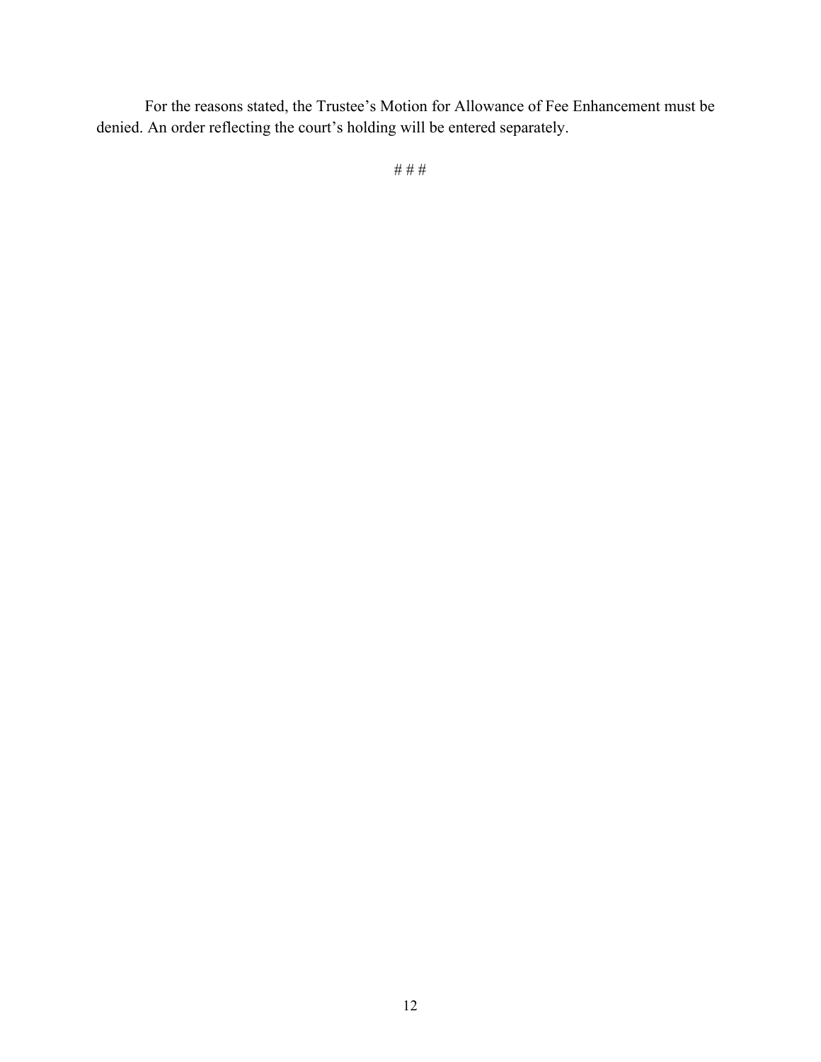For the reasons stated, the Trustee's Motion for Allowance of Fee Enhancement must be denied. An order reflecting the court's holding will be entered separately.

# # #